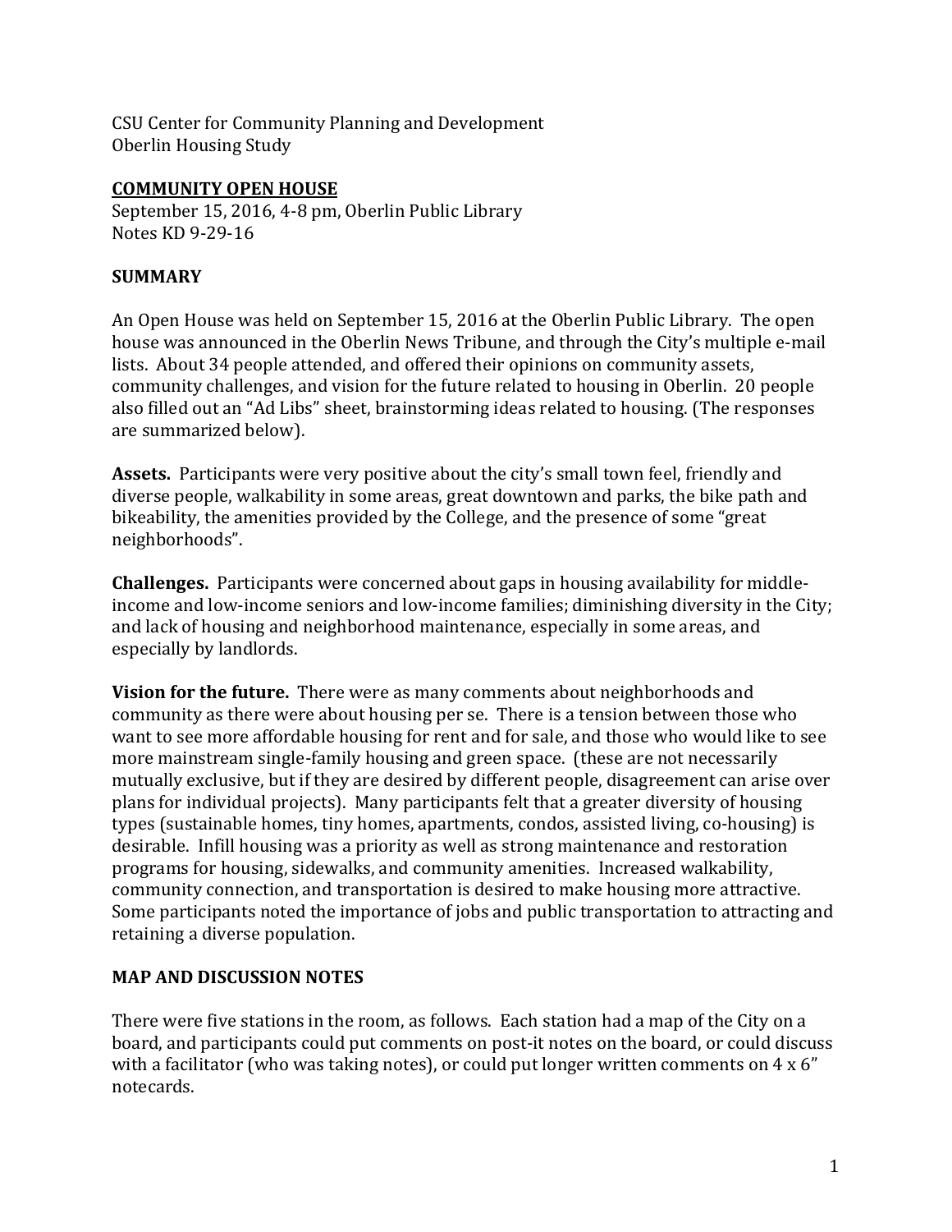CSU Center for Community Planning and Development
Oberlin Housing Study

## COMMUNITY OPEN HOUSE

September 15, 2016, 4-8 pm, Oberlin Public Library
Notes KD 9-29-16

## SUMMARY

An Open House was held on September 15, 2016 at the Oberlin Public Library. The open house was announced in the Oberlin News Tribune, and through the City's multiple e-mail lists. About 34 people attended, and offered their opinions on community assets, community challenges, and vision for the future related to housing in Oberlin. 20 people also filled out an "Ad Libs" sheet, brainstorming ideas related to housing. (The responses are summarized below).

**Assets.** Participants were very positive about the city's small town feel, friendly and diverse people, walkability in some areas, great downtown and parks, the bike path and bikeability, the amenities provided by the College, and the presence of some "great neighborhoods".

**Challenges.** Participants were concerned about gaps in housing availability for middle-income and low-income seniors and low-income families; diminishing diversity in the City; and lack of housing and neighborhood maintenance, especially in some areas, and especially by landlords.

**Vision for the future.** There were as many comments about neighborhoods and community as there were about housing per se. There is a tension between those who want to see more affordable housing for rent and for sale, and those who would like to see more mainstream single-family housing and green space. (these are not necessarily mutually exclusive, but if they are desired by different people, disagreement can arise over plans for individual projects). Many participants felt that a greater diversity of housing types (sustainable homes, tiny homes, apartments, condos, assisted living, co-housing) is desirable. Infill housing was a priority as well as strong maintenance and restoration programs for housing, sidewalks, and community amenities. Increased walkability, community connection, and transportation is desired to make housing more attractive. Some participants noted the importance of jobs and public transportation to attracting and retaining a diverse population.

## MAP AND DISCUSSION NOTES

There were five stations in the room, as follows. Each station had a map of the City on a board, and participants could put comments on post-it notes on the board, or could discuss with a facilitator (who was taking notes), or could put longer written comments on 4 x 6" notecards.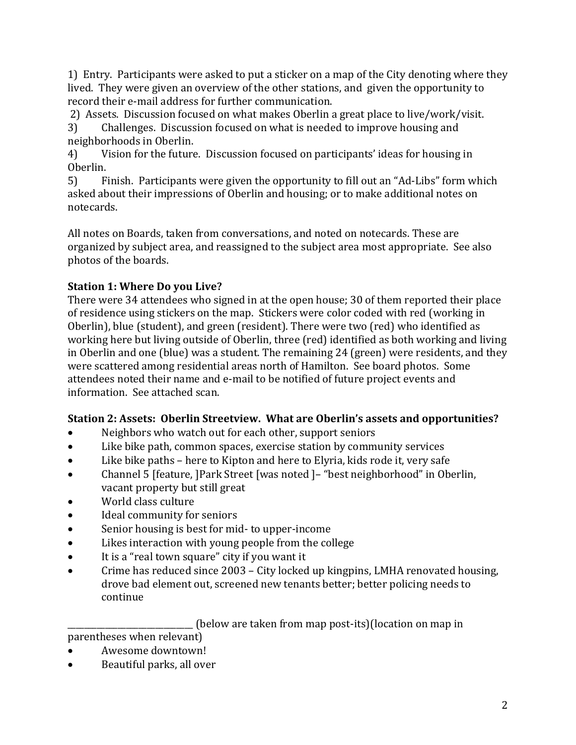1) Entry. Participants were asked to put a sticker on a map of the City denoting where they lived. They were given an overview of the other stations, and given the opportunity to record their e-mail address for further communication.

2) Assets. Discussion focused on what makes Oberlin a great place to live/work/visit.

3) Challenges. Discussion focused on what is needed to improve housing and neighborhoods in Oberlin.

4) Vision for the future. Discussion focused on participants' ideas for housing in Oberlin.

5) Finish. Participants were given the opportunity to fill out an "Ad-Libs" form which asked about their impressions of Oberlin and housing; or to make additional notes on notecards.

All notes on Boards, taken from conversations, and noted on notecards. These are organized by subject area, and reassigned to the subject area most appropriate. See also photos of the boards.

**Station 1: Where Do you Live?**

There were 34 attendees who signed in at the open house; 30 of them reported their place of residence using stickers on the map. Stickers were color coded with red (working in Oberlin), blue (student), and green (resident). There were two (red) who identified as working here but living outside of Oberlin, three (red) identified as both working and living in Oberlin and one (blue) was a student. The remaining 24 (green) were residents, and they were scattered among residential areas north of Hamilton. See board photos. Some attendees noted their name and e-mail to be notified of future project events and information. See attached scan.

**Station 2: Assets: Oberlin Streetview. What are Oberlin's assets and opportunities?**

- Neighbors who watch out for each other, support seniors
- Like bike path, common spaces, exercise station by community services
- Like bike paths – here to Kipton and here to Elyria, kids rode it, very safe
- Channel 5 [feature, ]Park Street [was noted ]– "best neighborhood" in Oberlin, vacant property but still great
- World class culture
- Ideal community for seniors
- Senior housing is best for mid- to upper-income
- Likes interaction with young people from the college
- It is a "real town square" city if you want it
- Crime has reduced since 2003 – City locked up kingpins, LMHA renovated housing, drove bad element out, screened new tenants better; better policing needs to continue

______________________________ (below are taken from map post-its)(location on map in parentheses when relevant)

- Awesome downtown!
- Beautiful parks, all over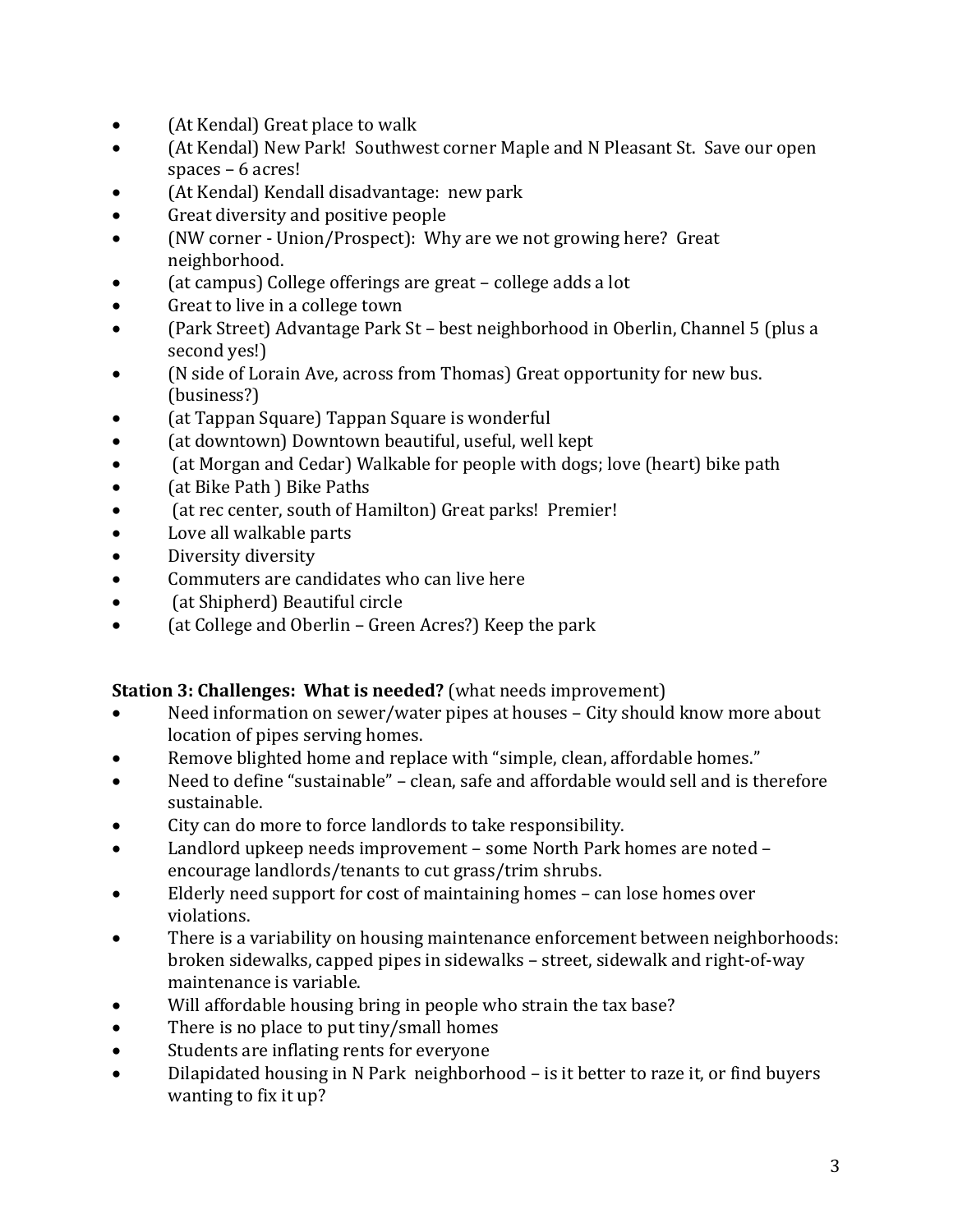- (At Kendal) Great place to walk
- (At Kendal) New Park! Southwest corner Maple and N Pleasant St. Save our open spaces – 6 acres!
- (At Kendal) Kendall disadvantage: new park
- Great diversity and positive people
- (NW corner - Union/Prospect): Why are we not growing here? Great neighborhood.
- (at campus) College offerings are great – college adds a lot
- Great to live in a college town
- (Park Street) Advantage Park St – best neighborhood in Oberlin, Channel 5 (plus a second yes!)
- (N side of Lorain Ave, across from Thomas) Great opportunity for new bus. (business?)
- (at Tappan Square) Tappan Square is wonderful
- (at downtown) Downtown beautiful, useful, well kept
- (at Morgan and Cedar) Walkable for people with dogs; love (heart) bike path
- (at Bike Path ) Bike Paths
- (at rec center, south of Hamilton) Great parks! Premier!
- Love all walkable parts
- Diversity diversity
- Commuters are candidates who can live here
- (at Shipherd) Beautiful circle
- (at College and Oberlin – Green Acres?) Keep the park

**Station 3: Challenges: What is needed?** (what needs improvement)

- Need information on sewer/water pipes at houses – City should know more about location of pipes serving homes.
- Remove blighted home and replace with "simple, clean, affordable homes."
- Need to define "sustainable" – clean, safe and affordable would sell and is therefore sustainable.
- City can do more to force landlords to take responsibility.
- Landlord upkeep needs improvement – some North Park homes are noted – encourage landlords/tenants to cut grass/trim shrubs.
- Elderly need support for cost of maintaining homes – can lose homes over violations.
- There is a variability on housing maintenance enforcement between neighborhoods: broken sidewalks, capped pipes in sidewalks – street, sidewalk and right-of-way maintenance is variable.
- Will affordable housing bring in people who strain the tax base?
- There is no place to put tiny/small homes
- Students are inflating rents for everyone
- Dilapidated housing in N Park neighborhood – is it better to raze it, or find buyers wanting to fix it up?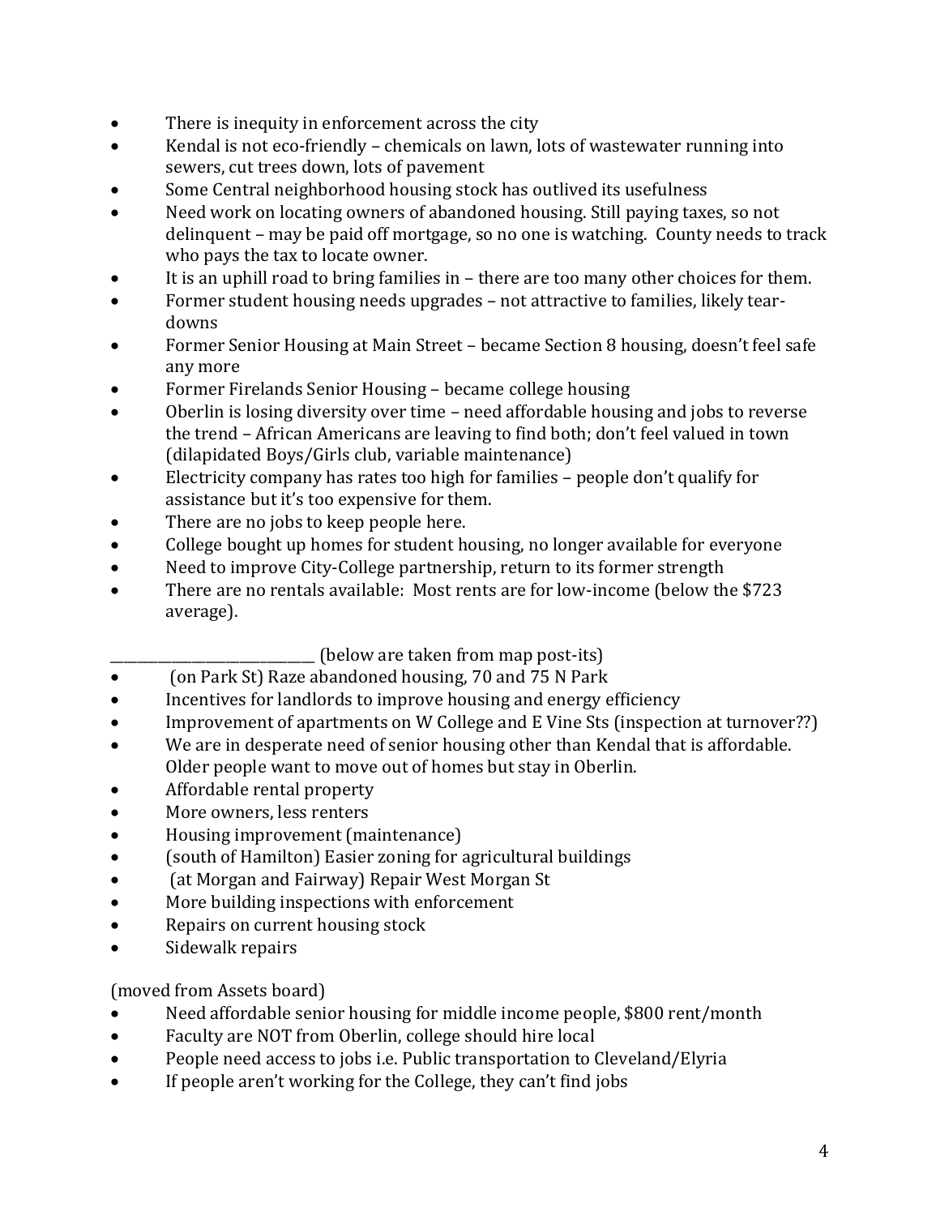- There is inequity in enforcement across the city
- Kendal is not eco-friendly – chemicals on lawn, lots of wastewater running into sewers, cut trees down, lots of pavement
- Some Central neighborhood housing stock has outlived its usefulness
- Need work on locating owners of abandoned housing. Still paying taxes, so not delinquent – may be paid off mortgage, so no one is watching. County needs to track who pays the tax to locate owner.
- It is an uphill road to bring families in – there are too many other choices for them.
- Former student housing needs upgrades – not attractive to families, likely tear-downs
- Former Senior Housing at Main Street – became Section 8 housing, doesn't feel safe any more
- Former Firelands Senior Housing – became college housing
- Oberlin is losing diversity over time – need affordable housing and jobs to reverse the trend – African Americans are leaving to find both; don't feel valued in town (dilapidated Boys/Girls club, variable maintenance)
- Electricity company has rates too high for families – people don't qualify for assistance but it's too expensive for them.
- There are no jobs to keep people here.
- College bought up homes for student housing, no longer available for everyone
- Need to improve City-College partnership, return to its former strength
- There are no rentals available: Most rents are for low-income (below the $723 average).

_____________________________ (below are taken from map post-its)

- (on Park St) Raze abandoned housing, 70 and 75 N Park
- Incentives for landlords to improve housing and energy efficiency
- Improvement of apartments on W College and E Vine Sts (inspection at turnover??)
- We are in desperate need of senior housing other than Kendal that is affordable. Older people want to move out of homes but stay in Oberlin.
- Affordable rental property
- More owners, less renters
- Housing improvement (maintenance)
- (south of Hamilton) Easier zoning for agricultural buildings
- (at Morgan and Fairway) Repair West Morgan St
- More building inspections with enforcement
- Repairs on current housing stock
- Sidewalk repairs

(moved from Assets board)

- Need affordable senior housing for middle income people, $800 rent/month
- Faculty are NOT from Oberlin, college should hire local
- People need access to jobs i.e. Public transportation to Cleveland/Elyria
- If people aren't working for the College, they can't find jobs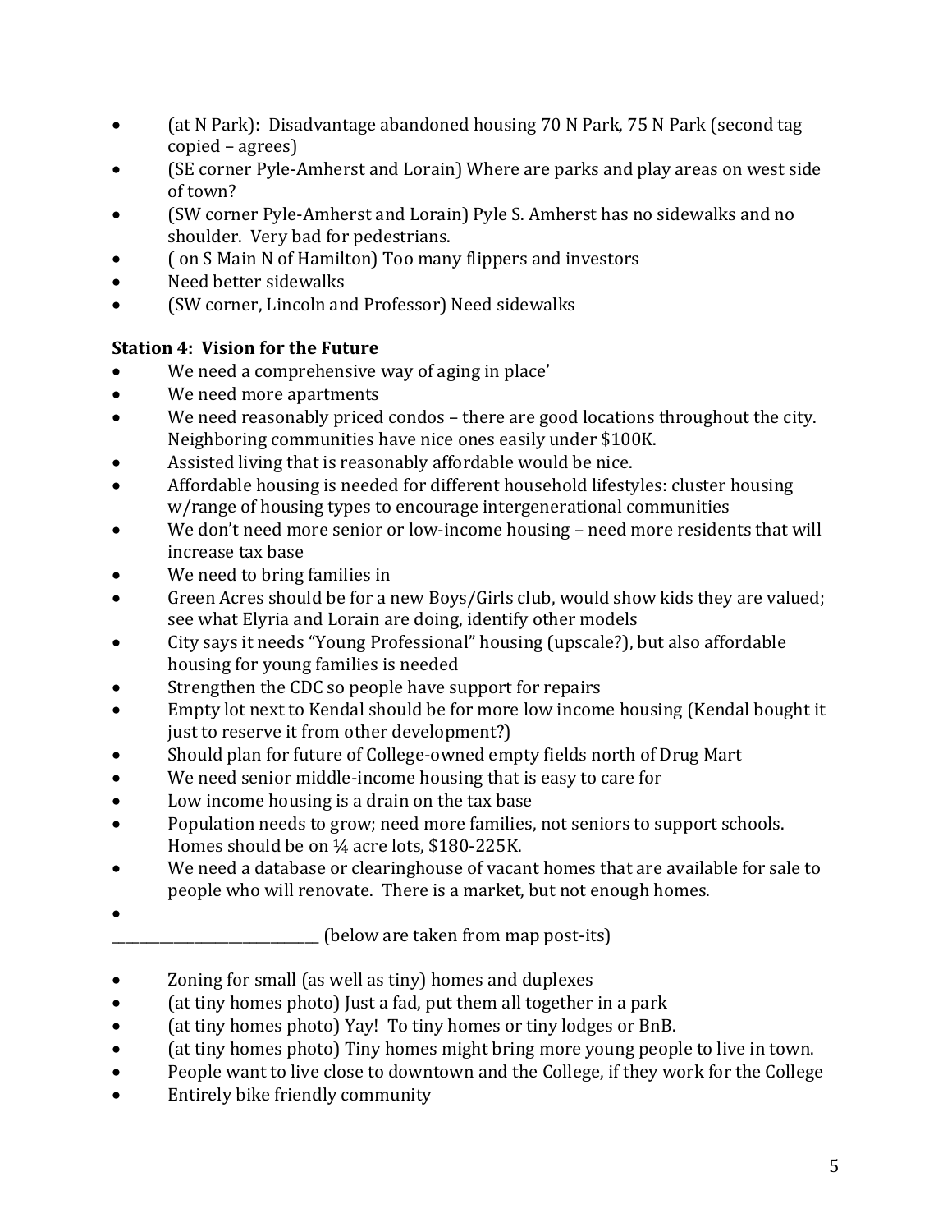- (at N Park): Disadvantage abandoned housing 70 N Park, 75 N Park (second tag copied – agrees)
- (SE corner Pyle-Amherst and Lorain) Where are parks and play areas on west side of town?
- (SW corner Pyle-Amherst and Lorain) Pyle S. Amherst has no sidewalks and no shoulder. Very bad for pedestrians.
- ( on S Main N of Hamilton) Too many flippers and investors
- Need better sidewalks
- (SW corner, Lincoln and Professor) Need sidewalks

**Station 4: Vision for the Future**

- We need a comprehensive way of aging in place'
- We need more apartments
- We need reasonably priced condos – there are good locations throughout the city. Neighboring communities have nice ones easily under $100K.
- Assisted living that is reasonably affordable would be nice.
- Affordable housing is needed for different household lifestyles: cluster housing w/range of housing types to encourage intergenerational communities
- We don't need more senior or low-income housing – need more residents that will increase tax base
- We need to bring families in
- Green Acres should be for a new Boys/Girls club, would show kids they are valued; see what Elyria and Lorain are doing, identify other models
- City says it needs "Young Professional" housing (upscale?), but also affordable housing for young families is needed
- Strengthen the CDC so people have support for repairs
- Empty lot next to Kendal should be for more low income housing (Kendal bought it just to reserve it from other development?)
- Should plan for future of College-owned empty fields north of Drug Mart
- We need senior middle-income housing that is easy to care for
- Low income housing is a drain on the tax base
- Population needs to grow; need more families, not seniors to support schools. Homes should be on ¼ acre lots, $180-225K.
- We need a database or clearinghouse of vacant homes that are available for sale to people who will renovate. There is a market, but not enough homes.
-

_____________________________ (below are taken from map post-its)

- Zoning for small (as well as tiny) homes and duplexes
- (at tiny homes photo) Just a fad, put them all together in a park
- (at tiny homes photo) Yay! To tiny homes or tiny lodges or BnB.
- (at tiny homes photo) Tiny homes might bring more young people to live in town.
- People want to live close to downtown and the College, if they work for the College
- Entirely bike friendly community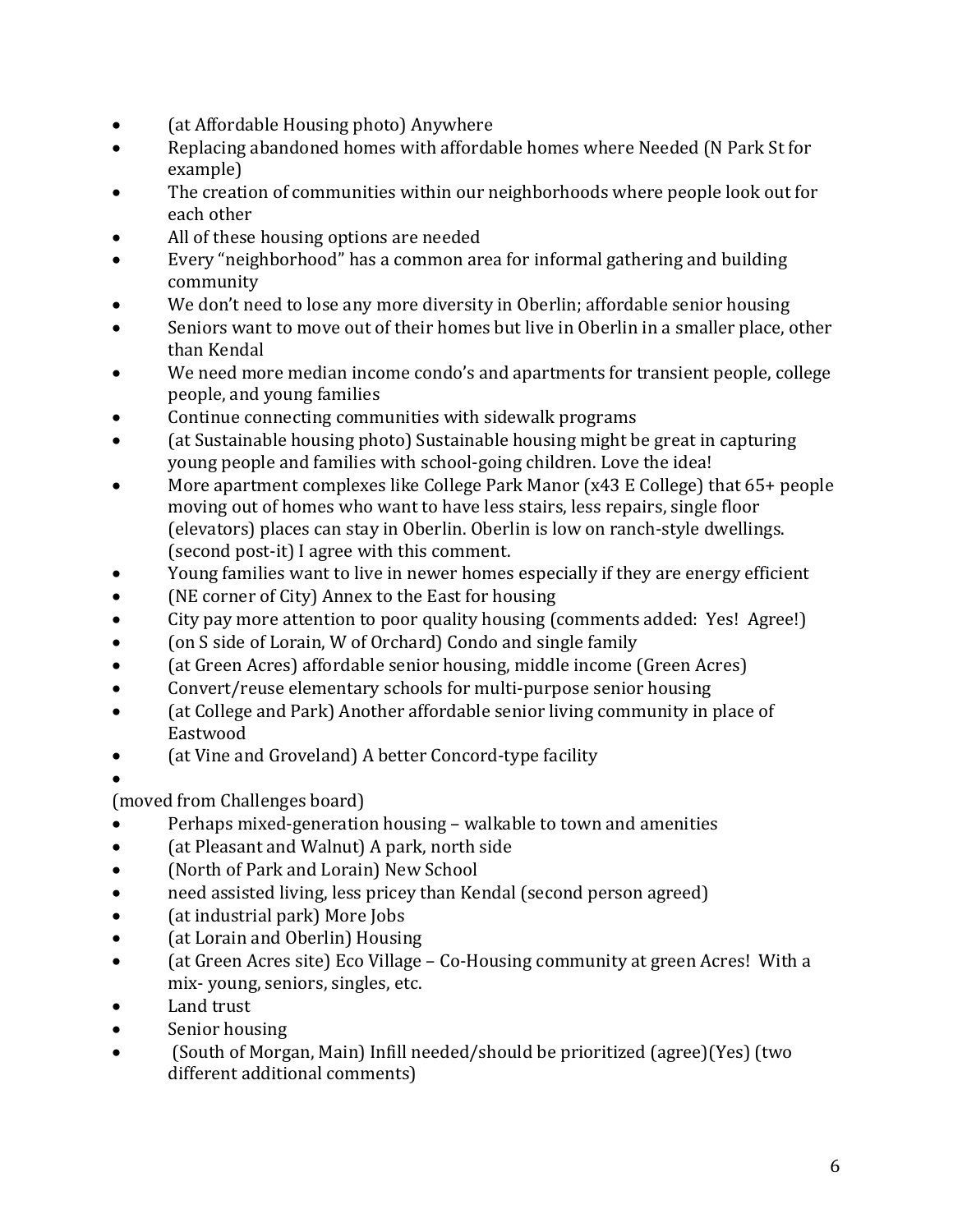- (at Affordable Housing photo) Anywhere
- Replacing abandoned homes with affordable homes where Needed (N Park St for example)
- The creation of communities within our neighborhoods where people look out for each other
- All of these housing options are needed
- Every “neighborhood” has a common area for informal gathering and building community
- We don’t need to lose any more diversity in Oberlin; affordable senior housing
- Seniors want to move out of their homes but live in Oberlin in a smaller place, other than Kendal
- We need more median income condo’s and apartments for transient people, college people, and young families
- Continue connecting communities with sidewalk programs
- (at Sustainable housing photo) Sustainable housing might be great in capturing young people and families with school-going children. Love the idea!
- More apartment complexes like College Park Manor (x43 E College) that 65+ people moving out of homes who want to have less stairs, less repairs, single floor (elevators) places can stay in Oberlin. Oberlin is low on ranch-style dwellings. (second post-it) I agree with this comment.
- Young families want to live in newer homes especially if they are energy efficient
- (NE corner of City) Annex to the East for housing
- City pay more attention to poor quality housing (comments added: Yes! Agree!)
- (on S side of Lorain, W of Orchard) Condo and single family
- (at Green Acres) affordable senior housing, middle income (Green Acres)
- Convert/reuse elementary schools for multi-purpose senior housing
- (at College and Park) Another affordable senior living community in place of Eastwood
- (at Vine and Groveland) A better Concord-type facility
- 

(moved from Challenges board)

- Perhaps mixed-generation housing – walkable to town and amenities
- (at Pleasant and Walnut) A park, north side
- (North of Park and Lorain) New School
- need assisted living, less pricey than Kendal (second person agreed)
- (at industrial park) More Jobs
- (at Lorain and Oberlin) Housing
- (at Green Acres site) Eco Village – Co-Housing community at green Acres! With a mix- young, seniors, singles, etc.
- Land trust
- Senior housing
- (South of Morgan, Main) Infill needed/should be prioritized (agree)(Yes) (two different additional comments)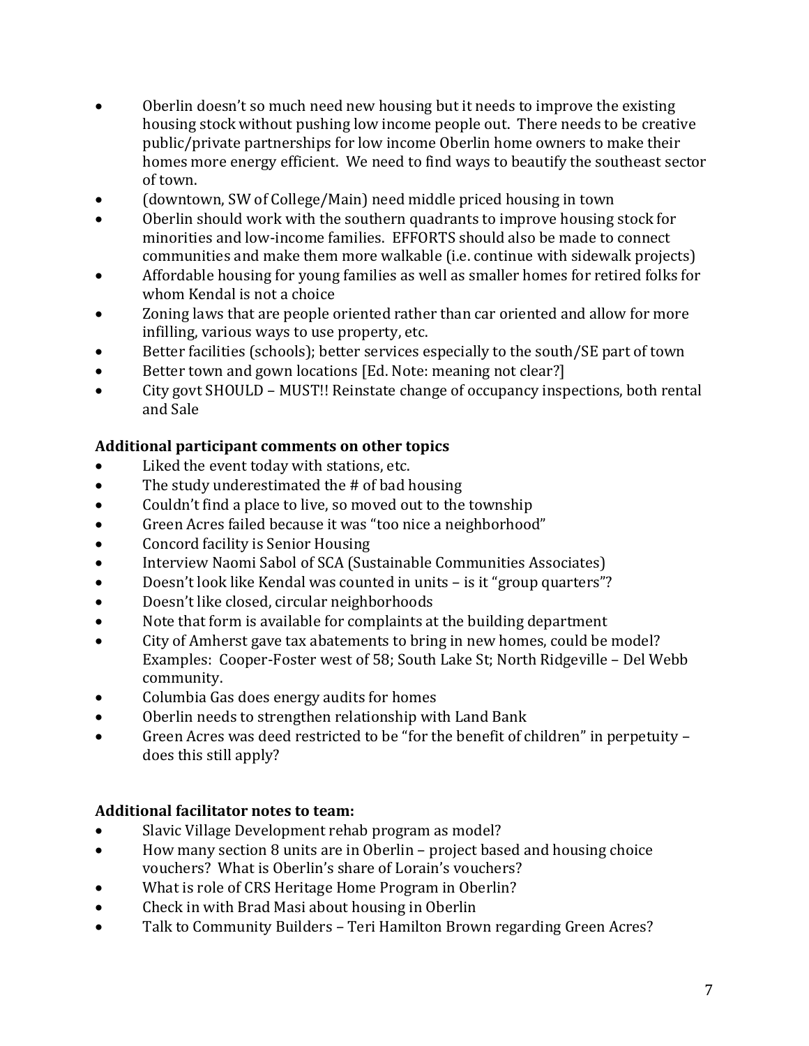- Oberlin doesn't so much need new housing but it needs to improve the existing housing stock without pushing low income people out. There needs to be creative public/private partnerships for low income Oberlin home owners to make their homes more energy efficient. We need to find ways to beautify the southeast sector of town.
- (downtown, SW of College/Main) need middle priced housing in town
- Oberlin should work with the southern quadrants to improve housing stock for minorities and low-income families. EFFORTS should also be made to connect communities and make them more walkable (i.e. continue with sidewalk projects)
- Affordable housing for young families as well as smaller homes for retired folks for whom Kendal is not a choice
- Zoning laws that are people oriented rather than car oriented and allow for more infilling, various ways to use property, etc.
- Better facilities (schools); better services especially to the south/SE part of town
- Better town and gown locations [Ed. Note: meaning not clear?]
- City govt SHOULD – MUST!! Reinstate change of occupancy inspections, both rental and Sale

**Additional participant comments on other topics**

- Liked the event today with stations, etc.
- The study underestimated the # of bad housing
- Couldn't find a place to live, so moved out to the township
- Green Acres failed because it was "too nice a neighborhood"
- Concord facility is Senior Housing
- Interview Naomi Sabol of SCA (Sustainable Communities Associates)
- Doesn't look like Kendal was counted in units – is it "group quarters"?
- Doesn't like closed, circular neighborhoods
- Note that form is available for complaints at the building department
- City of Amherst gave tax abatements to bring in new homes, could be model? Examples: Cooper-Foster west of 58; South Lake St; North Ridgeville – Del Webb community.
- Columbia Gas does energy audits for homes
- Oberlin needs to strengthen relationship with Land Bank
- Green Acres was deed restricted to be "for the benefit of children" in perpetuity – does this still apply?

**Additional facilitator notes to team:**

- Slavic Village Development rehab program as model?
- How many section 8 units are in Oberlin – project based and housing choice vouchers? What is Oberlin's share of Lorain's vouchers?
- What is role of CRS Heritage Home Program in Oberlin?
- Check in with Brad Masi about housing in Oberlin
- Talk to Community Builders – Teri Hamilton Brown regarding Green Acres?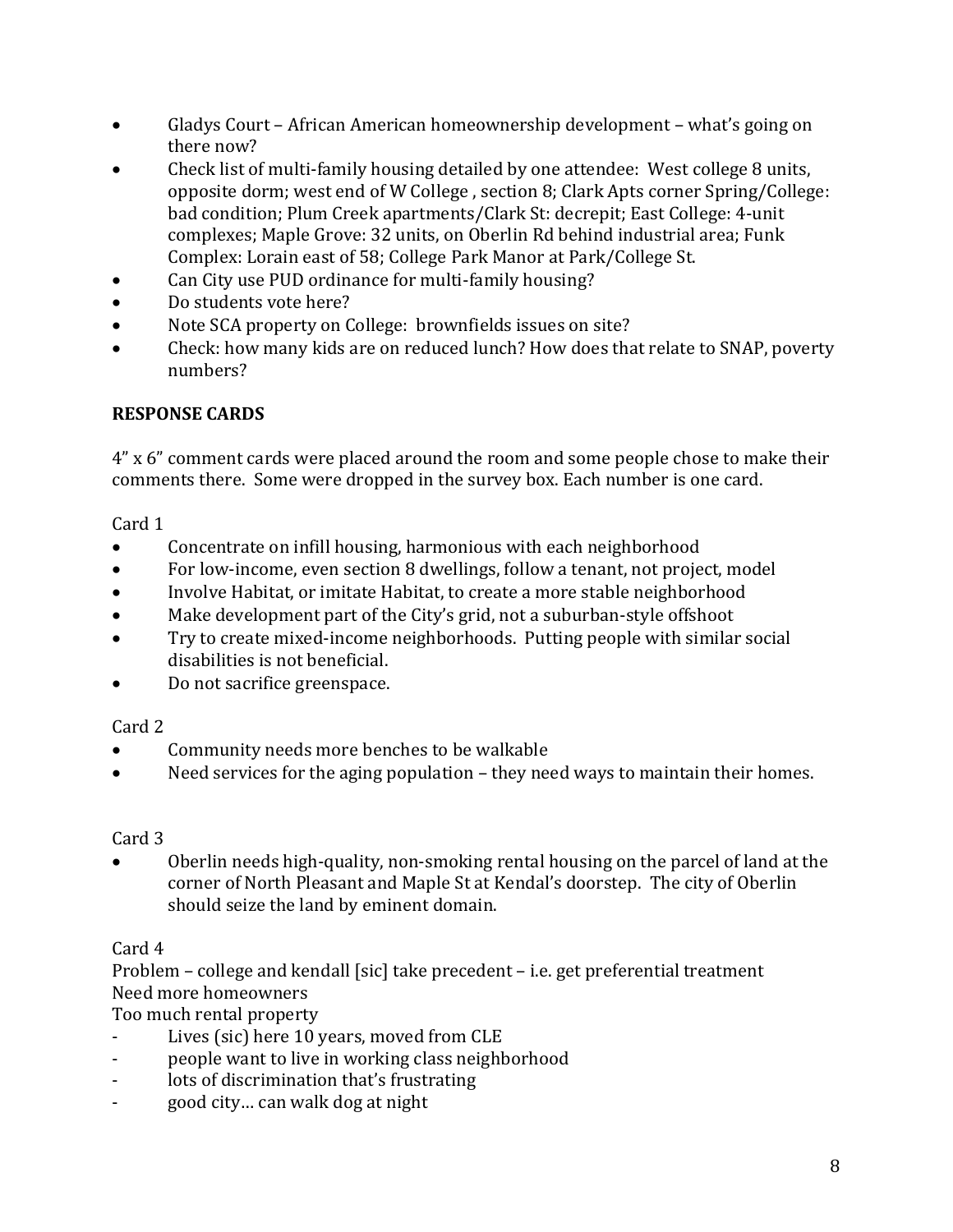- Gladys Court – African American homeownership development – what's going on there now?
- Check list of multi-family housing detailed by one attendee: West college 8 units, opposite dorm; west end of W College , section 8; Clark Apts corner Spring/College: bad condition; Plum Creek apartments/Clark St: decrepit; East College: 4-unit complexes; Maple Grove: 32 units, on Oberlin Rd behind industrial area; Funk Complex: Lorain east of 58; College Park Manor at Park/College St.
- Can City use PUD ordinance for multi-family housing?
- Do students vote here?
- Note SCA property on College: brownfields issues on site?
- Check: how many kids are on reduced lunch? How does that relate to SNAP, poverty numbers?

**RESPONSE CARDS**

4" x 6" comment cards were placed around the room and some people chose to make their comments there. Some were dropped in the survey box. Each number is one card.

Card 1

- Concentrate on infill housing, harmonious with each neighborhood
- For low-income, even section 8 dwellings, follow a tenant, not project, model
- Involve Habitat, or imitate Habitat, to create a more stable neighborhood
- Make development part of the City's grid, not a suburban-style offshoot
- Try to create mixed-income neighborhoods. Putting people with similar social disabilities is not beneficial.
- Do not sacrifice greenspace.

Card 2

- Community needs more benches to be walkable
- Need services for the aging population – they need ways to maintain their homes.

Card 3

- Oberlin needs high-quality, non-smoking rental housing on the parcel of land at the corner of North Pleasant and Maple St at Kendal's doorstep. The city of Oberlin should seize the land by eminent domain.

Card 4

Problem – college and kendall [sic] take precedent – i.e. get preferential treatment
Need more homeowners
Too much rental property

- Lives (sic) here 10 years, moved from CLE
- people want to live in working class neighborhood
- lots of discrimination that's frustrating
- good city… can walk dog at night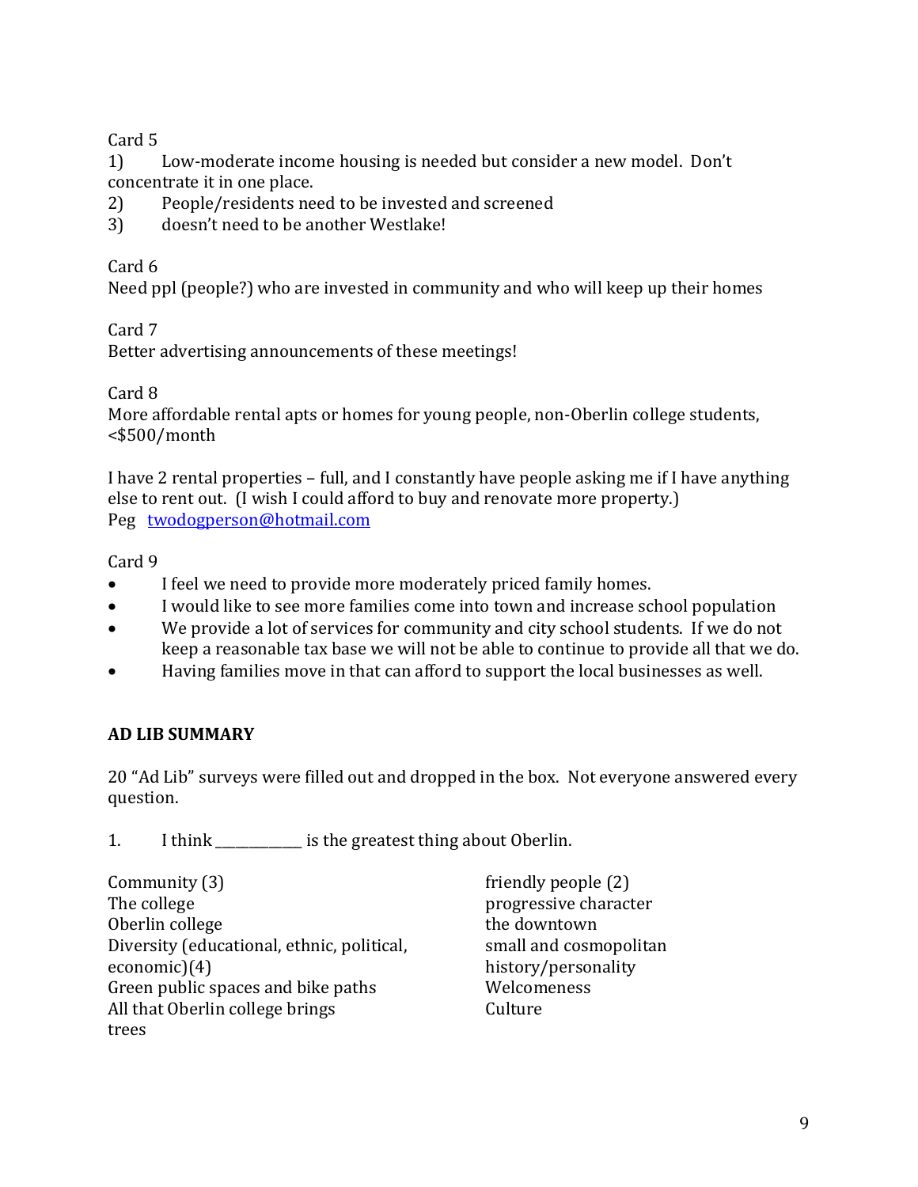Card 5

1) Low-moderate income housing is needed but consider a new model. Don't concentrate it in one place.
2) People/residents need to be invested and screened
3) doesn't need to be another Westlake!

Card 6

Need ppl (people?) who are invested in community and who will keep up their homes

Card 7

Better advertising announcements of these meetings!

Card 8

More affordable rental apts or homes for young people, non-Oberlin college students, <$500/month

I have 2 rental properties – full, and I constantly have people asking me if I have anything else to rent out. (I wish I could afford to buy and renovate more property.)
Peg twodogperson@hotmail.com

Card 9

- I feel we need to provide more moderately priced family homes.
- I would like to see more families come into town and increase school population
- We provide a lot of services for community and city school students. If we do not keep a reasonable tax base we will not be able to continue to provide all that we do.
- Having families move in that can afford to support the local businesses as well.

**AD LIB SUMMARY**

20 "Ad Lib" surveys were filled out and dropped in the box. Not everyone answered every question.

1. I think ___________ is the greatest thing about Oberlin.

Community (3)
The college
Oberlin college
Diversity (educational, ethnic, political, economic)(4)
Green public spaces and bike paths
All that Oberlin college brings
trees
friendly people (2)
progressive character
the downtown
small and cosmopolitan
history/personality
Welcomeness
Culture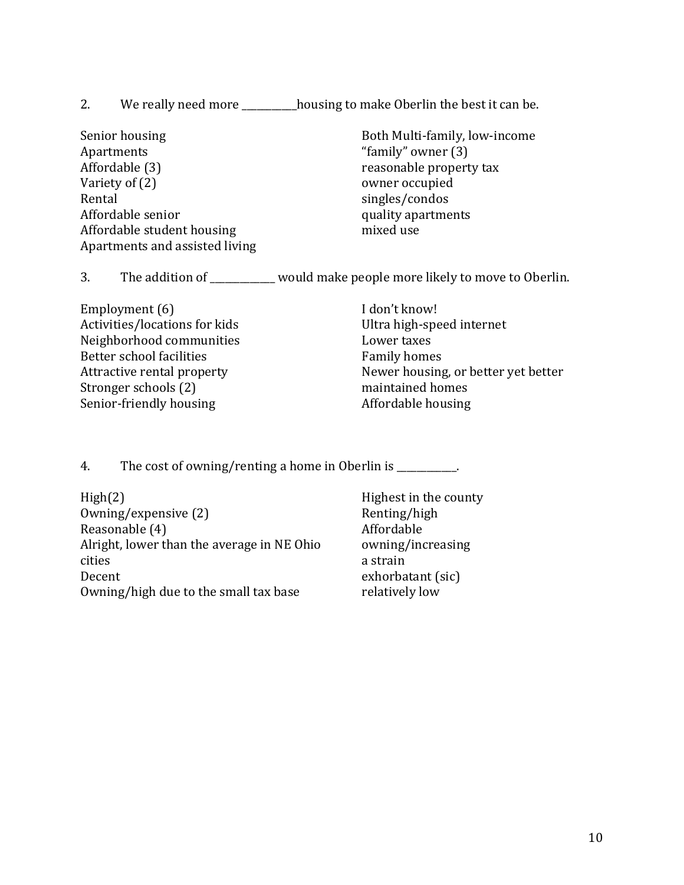2. We really need more ___________housing to make Oberlin the best it can be.

Senior housing
Apartments
Affordable (3)
Variety of (2)
Rental
Affordable senior
Affordable student housing
Apartments and assisted living
Both Multi-family, low-income
"family" owner (3)
reasonable property tax
owner occupied
singles/condos
quality apartments
mixed use

3. The addition of _____________ would make people more likely to move to Oberlin.

Employment (6)
Activities/locations for kids
Neighborhood communities
Better school facilities
Attractive rental property
Stronger schools (2)
Senior-friendly housing
I don't know!
Ultra high-speed internet
Lower taxes
Family homes
Newer housing, or better yet better maintained homes
Affordable housing

4. The cost of owning/renting a home in Oberlin is ____________.

High(2)
Owning/expensive (2)
Reasonable (4)
Alright, lower than the average in NE Ohio cities
Decent
Owning/high due to the small tax base
Highest in the county
Renting/high
Affordable
owning/increasing
a strain
exhorbatant (sic)
relatively low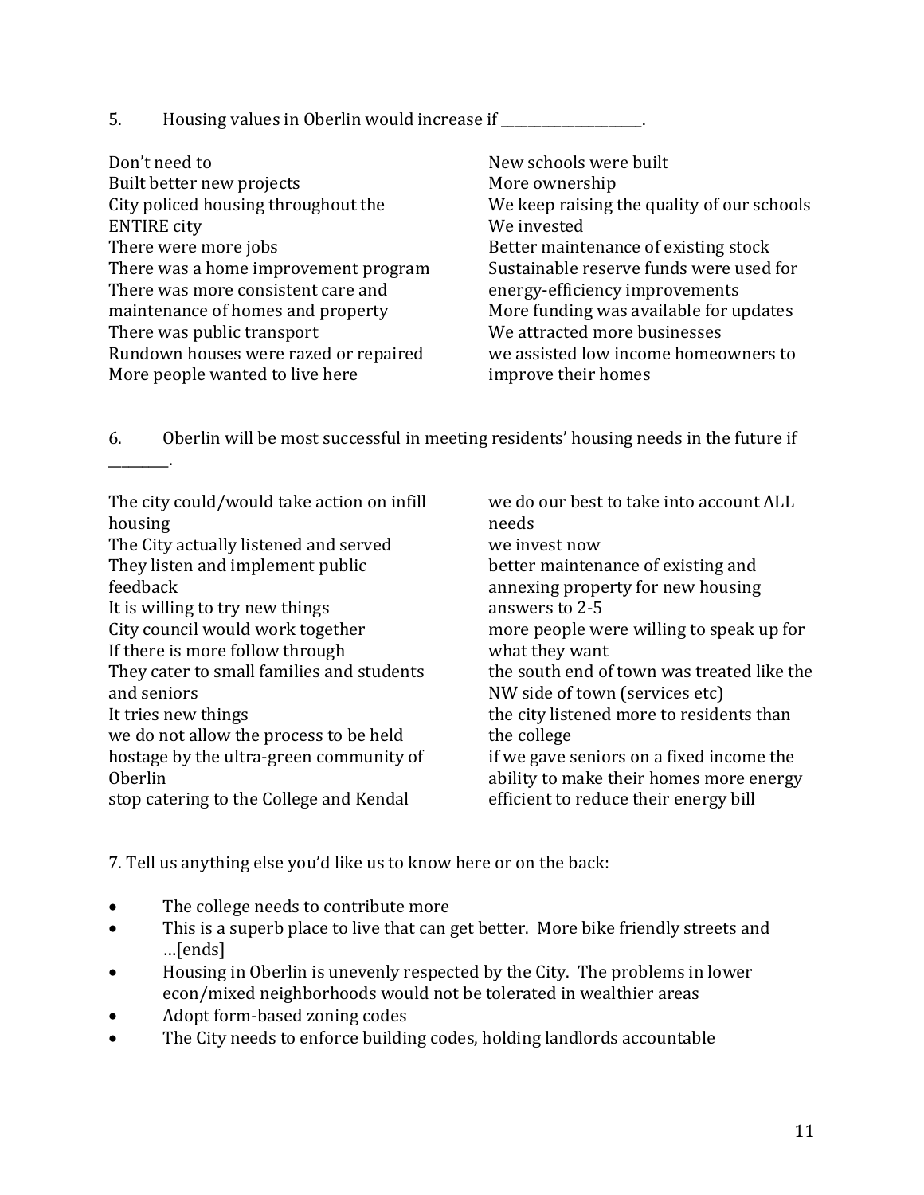5. Housing values in Oberlin would increase if ____________________.

Don't need to
Built better new projects
City policed housing throughout the ENTIRE city
There were more jobs
There was a home improvement program
There was more consistent care and maintenance of homes and property
There was public transport
Rundown houses were razed or repaired
More people wanted to live here
New schools were built
More ownership
We keep raising the quality of our schools
We invested
Better maintenance of existing stock
Sustainable reserve funds were used for energy-efficiency improvements
More funding was available for updates
We attracted more businesses
we assisted low income homeowners to improve their homes

6. Oberlin will be most successful in meeting residents' housing needs in the future if ________.

The city could/would take action on infill housing
The City actually listened and served
They listen and implement public feedback
It is willing to try new things
City council would work together
If there is more follow through
They cater to small families and students and seniors
It tries new things
we do not allow the process to be held hostage by the ultra-green community of Oberlin
stop catering to the College and Kendal
we do our best to take into account ALL needs
we invest now
better maintenance of existing and annexing property for new housing
answers to 2-5
more people were willing to speak up for what they want
the south end of town was treated like the NW side of town (services etc)
the city listened more to residents than the college
if we gave seniors on a fixed income the ability to make their homes more energy efficient to reduce their energy bill

7. Tell us anything else you'd like us to know here or on the back:

- The college needs to contribute more
- This is a superb place to live that can get better. More bike friendly streets and …[ends]
- Housing in Oberlin is unevenly respected by the City. The problems in lower econ/mixed neighborhoods would not be tolerated in wealthier areas
- Adopt form-based zoning codes
- The City needs to enforce building codes, holding landlords accountable